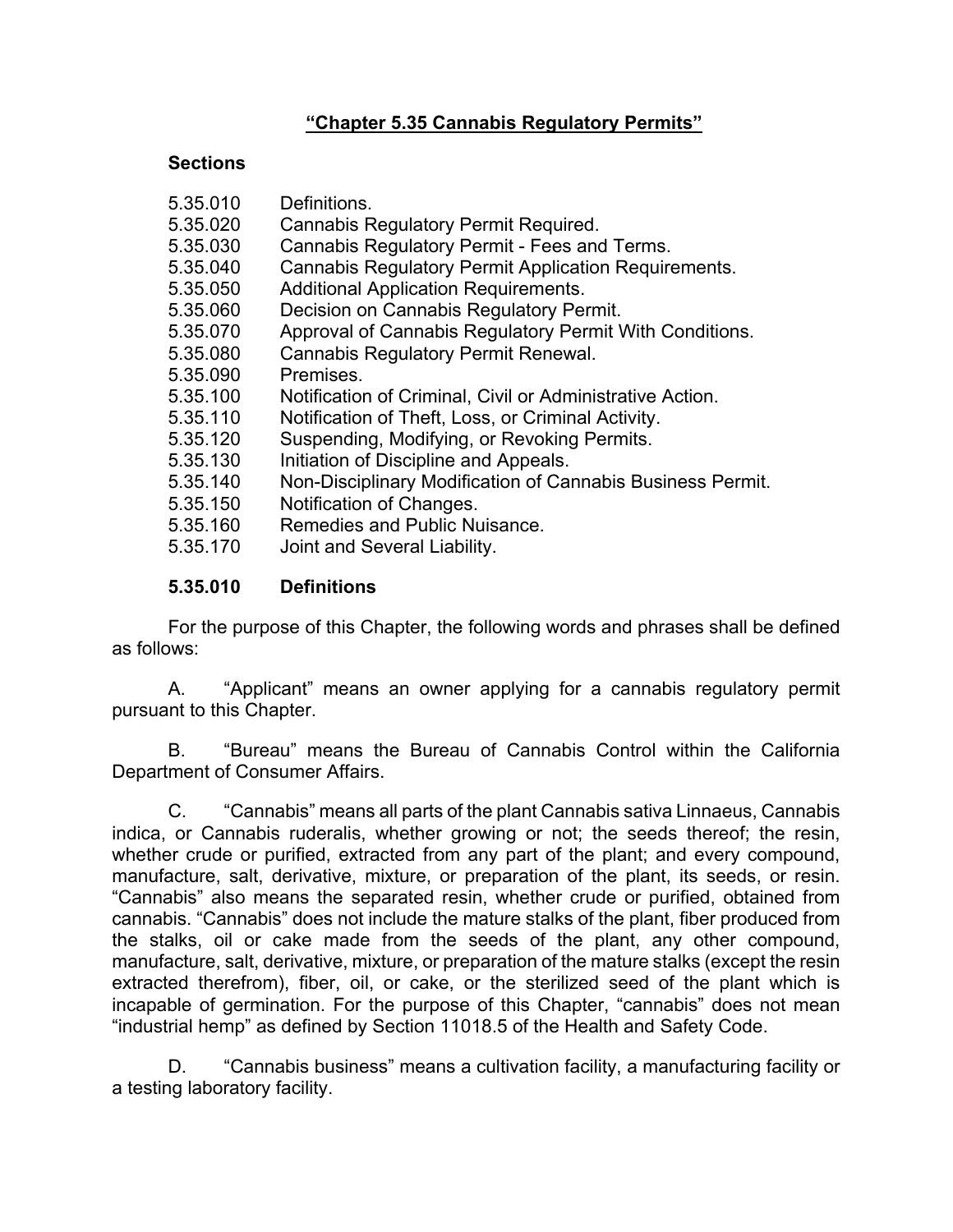# **"Chapter 5.35 Cannabis Regulatory Permits"**

**Sections**

| | |
|---|---|
| 5.35.010 | Definitions. |
| 5.35.020 | Cannabis Regulatory Permit Required. |
| 5.35.030 | Cannabis Regulatory Permit - Fees and Terms. |
| 5.35.040 | Cannabis Regulatory Permit Application Requirements. |
| 5.35.050 | Additional Application Requirements. |
| 5.35.060 | Decision on Cannabis Regulatory Permit. |
| 5.35.070 | Approval of Cannabis Regulatory Permit With Conditions. |
| 5.35.080 | Cannabis Regulatory Permit Renewal. |
| 5.35.090 | Premises. |
| 5.35.100 | Notification of Criminal, Civil or Administrative Action. |
| 5.35.110 | Notification of Theft, Loss, or Criminal Activity. |
| 5.35.120 | Suspending, Modifying, or Revoking Permits. |
| 5.35.130 | Initiation of Discipline and Appeals. |
| 5.35.140 | Non-Disciplinary Modification of Cannabis Business Permit. |
| 5.35.150 | Notification of Changes. |
| 5.35.160 | Remedies and Public Nuisance. |
| 5.35.170 | Joint and Several Liability. |

## **5.35.010 Definitions**

For the purpose of this Chapter, the following words and phrases shall be defined as follows:

A. "Applicant" means an owner applying for a cannabis regulatory permit pursuant to this Chapter.

B. "Bureau" means the Bureau of Cannabis Control within the California Department of Consumer Affairs.

C. "Cannabis" means all parts of the plant Cannabis sativa Linnaeus, Cannabis indica, or Cannabis ruderalis, whether growing or not; the seeds thereof; the resin, whether crude or purified, extracted from any part of the plant; and every compound, manufacture, salt, derivative, mixture, or preparation of the plant, its seeds, or resin. "Cannabis" also means the separated resin, whether crude or purified, obtained from cannabis. "Cannabis" does not include the mature stalks of the plant, fiber produced from the stalks, oil or cake made from the seeds of the plant, any other compound, manufacture, salt, derivative, mixture, or preparation of the mature stalks (except the resin extracted therefrom), fiber, oil, or cake, or the sterilized seed of the plant which is incapable of germination. For the purpose of this Chapter, "cannabis" does not mean "industrial hemp" as defined by Section 11018.5 of the Health and Safety Code.

D. "Cannabis business" means a cultivation facility, a manufacturing facility or a testing laboratory facility.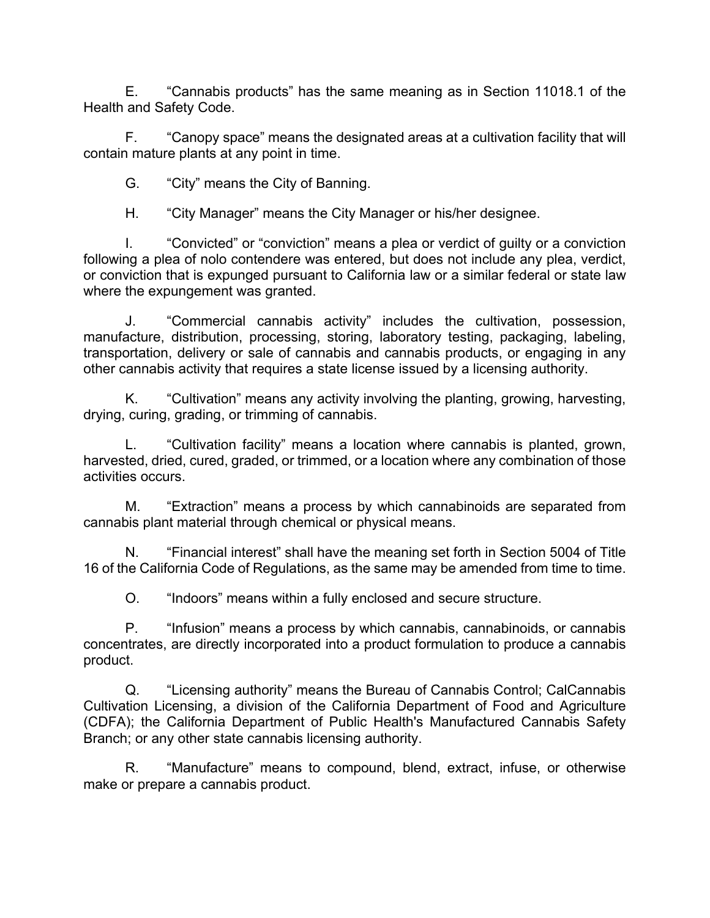E. “Cannabis products” has the same meaning as in Section 11018.1 of the Health and Safety Code.

F. “Canopy space” means the designated areas at a cultivation facility that will contain mature plants at any point in time.

G. “City” means the City of Banning.

H. “City Manager” means the City Manager or his/her designee.

I. “Convicted” or “conviction” means a plea or verdict of guilty or a conviction following a plea of nolo contendere was entered, but does not include any plea, verdict, or conviction that is expunged pursuant to California law or a similar federal or state law where the expungement was granted.

J. “Commercial cannabis activity” includes the cultivation, possession, manufacture, distribution, processing, storing, laboratory testing, packaging, labeling, transportation, delivery or sale of cannabis and cannabis products, or engaging in any other cannabis activity that requires a state license issued by a licensing authority.

K. “Cultivation” means any activity involving the planting, growing, harvesting, drying, curing, grading, or trimming of cannabis.

L. “Cultivation facility” means a location where cannabis is planted, grown, harvested, dried, cured, graded, or trimmed, or a location where any combination of those activities occurs.

M. “Extraction” means a process by which cannabinoids are separated from cannabis plant material through chemical or physical means.

N. “Financial interest” shall have the meaning set forth in Section 5004 of Title 16 of the California Code of Regulations, as the same may be amended from time to time.

O. “Indoors” means within a fully enclosed and secure structure.

P. “Infusion” means a process by which cannabis, cannabinoids, or cannabis concentrates, are directly incorporated into a product formulation to produce a cannabis product.

Q. “Licensing authority” means the Bureau of Cannabis Control; CalCannabis Cultivation Licensing, a division of the California Department of Food and Agriculture (CDFA); the California Department of Public Health's Manufactured Cannabis Safety Branch; or any other state cannabis licensing authority.

R. “Manufacture” means to compound, blend, extract, infuse, or otherwise make or prepare a cannabis product.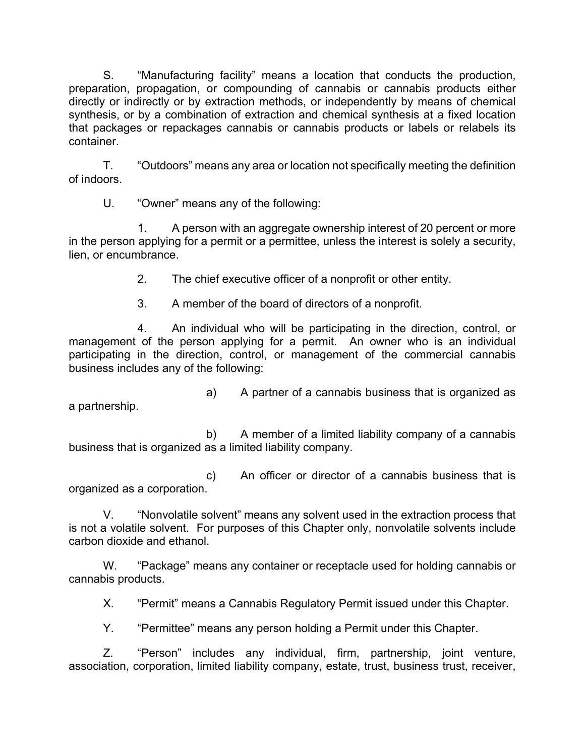S. "Manufacturing facility" means a location that conducts the production, preparation, propagation, or compounding of cannabis or cannabis products either directly or indirectly or by extraction methods, or independently by means of chemical synthesis, or by a combination of extraction and chemical synthesis at a fixed location that packages or repackages cannabis or cannabis products or labels or relabels its container.

T. "Outdoors" means any area or location not specifically meeting the definition of indoors.

U. "Owner" means any of the following:

1. A person with an aggregate ownership interest of 20 percent or more in the person applying for a permit or a permittee, unless the interest is solely a security, lien, or encumbrance.

2. The chief executive officer of a nonprofit or other entity.

3. A member of the board of directors of a nonprofit.

4. An individual who will be participating in the direction, control, or management of the person applying for a permit. An owner who is an individual participating in the direction, control, or management of the commercial cannabis business includes any of the following:

a) A partner of a cannabis business that is organized as a partnership.

b) A member of a limited liability company of a cannabis business that is organized as a limited liability company.

c) An officer or director of a cannabis business that is organized as a corporation.

V. "Nonvolatile solvent" means any solvent used in the extraction process that is not a volatile solvent. For purposes of this Chapter only, nonvolatile solvents include carbon dioxide and ethanol.

W. "Package" means any container or receptacle used for holding cannabis or cannabis products.

X. "Permit" means a Cannabis Regulatory Permit issued under this Chapter.

Y. "Permittee" means any person holding a Permit under this Chapter.

Z. "Person" includes any individual, firm, partnership, joint venture, association, corporation, limited liability company, estate, trust, business trust, receiver,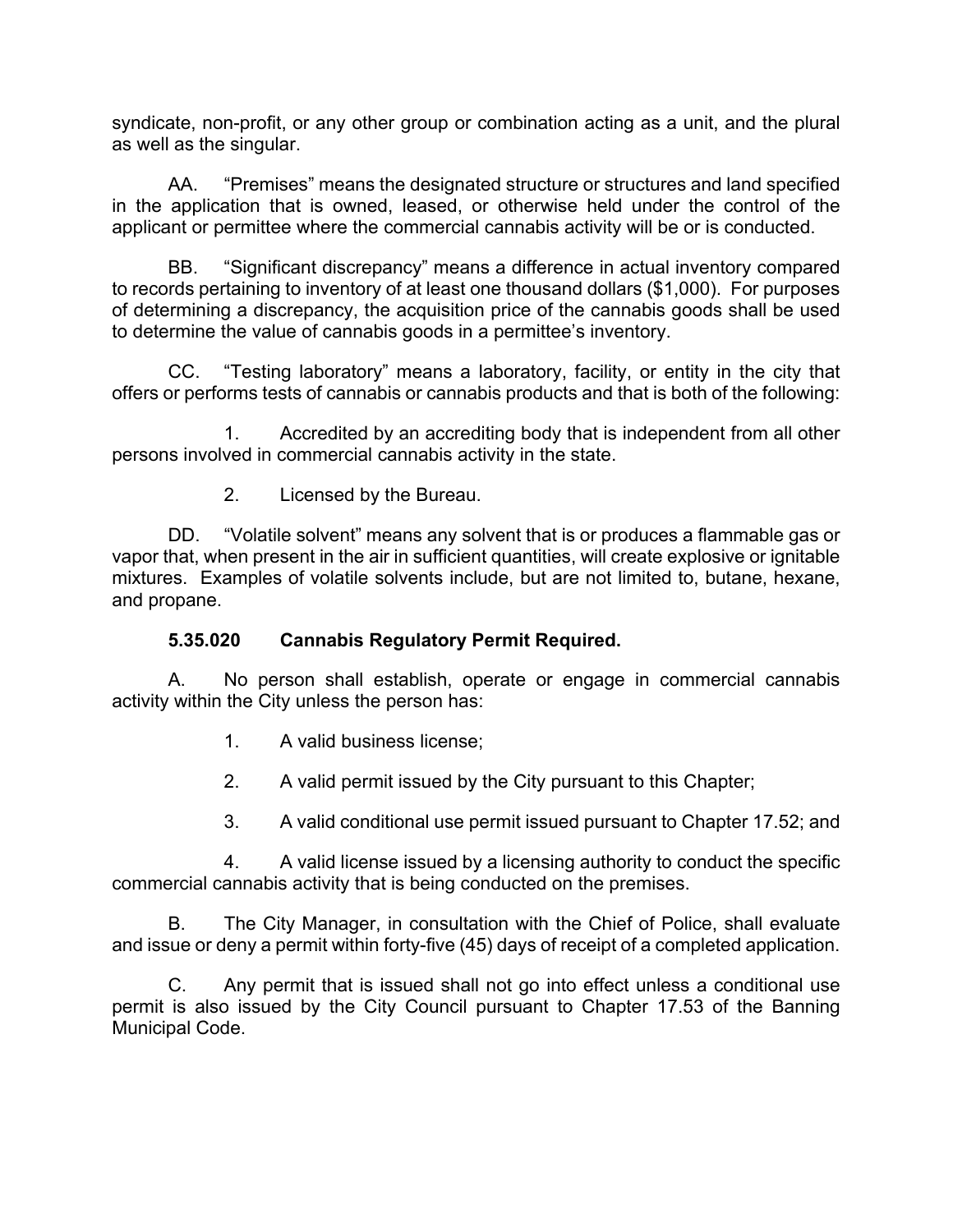syndicate, non-profit, or any other group or combination acting as a unit, and the plural as well as the singular.

AA. "Premises" means the designated structure or structures and land specified in the application that is owned, leased, or otherwise held under the control of the applicant or permittee where the commercial cannabis activity will be or is conducted.

BB. "Significant discrepancy" means a difference in actual inventory compared to records pertaining to inventory of at least one thousand dollars ($1,000). For purposes of determining a discrepancy, the acquisition price of the cannabis goods shall be used to determine the value of cannabis goods in a permittee's inventory.

CC. "Testing laboratory" means a laboratory, facility, or entity in the city that offers or performs tests of cannabis or cannabis products and that is both of the following:

1. Accredited by an accrediting body that is independent from all other persons involved in commercial cannabis activity in the state.

2. Licensed by the Bureau.

DD. "Volatile solvent" means any solvent that is or produces a flammable gas or vapor that, when present in the air in sufficient quantities, will create explosive or ignitable mixtures. Examples of volatile solvents include, but are not limited to, butane, hexane, and propane.

**5.35.020 Cannabis Regulatory Permit Required.**

A. No person shall establish, operate or engage in commercial cannabis activity within the City unless the person has:

1. A valid business license;

2. A valid permit issued by the City pursuant to this Chapter;

3. A valid conditional use permit issued pursuant to Chapter 17.52; and

4. A valid license issued by a licensing authority to conduct the specific commercial cannabis activity that is being conducted on the premises.

B. The City Manager, in consultation with the Chief of Police, shall evaluate and issue or deny a permit within forty-five (45) days of receipt of a completed application.

C. Any permit that is issued shall not go into effect unless a conditional use permit is also issued by the City Council pursuant to Chapter 17.53 of the Banning Municipal Code.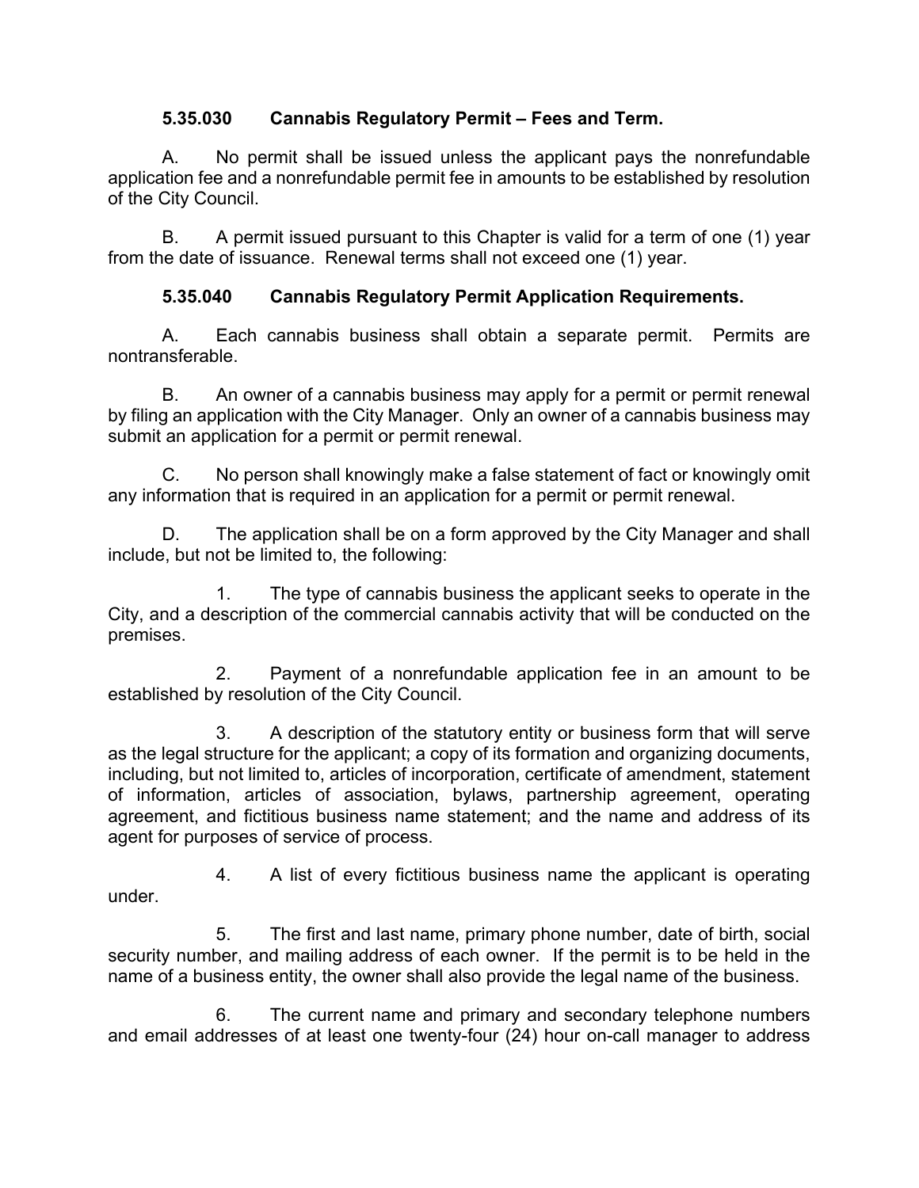### 5.35.030 Cannabis Regulatory Permit – Fees and Term.

A. No permit shall be issued unless the applicant pays the nonrefundable application fee and a nonrefundable permit fee in amounts to be established by resolution of the City Council.

B. A permit issued pursuant to this Chapter is valid for a term of one (1) year from the date of issuance. Renewal terms shall not exceed one (1) year.

### 5.35.040 Cannabis Regulatory Permit Application Requirements.

A. Each cannabis business shall obtain a separate permit. Permits are nontransferable.

B. An owner of a cannabis business may apply for a permit or permit renewal by filing an application with the City Manager. Only an owner of a cannabis business may submit an application for a permit or permit renewal.

C. No person shall knowingly make a false statement of fact or knowingly omit any information that is required in an application for a permit or permit renewal.

D. The application shall be on a form approved by the City Manager and shall include, but not be limited to, the following:

1. The type of cannabis business the applicant seeks to operate in the City, and a description of the commercial cannabis activity that will be conducted on the premises.

2. Payment of a nonrefundable application fee in an amount to be established by resolution of the City Council.

3. A description of the statutory entity or business form that will serve as the legal structure for the applicant; a copy of its formation and organizing documents, including, but not limited to, articles of incorporation, certificate of amendment, statement of information, articles of association, bylaws, partnership agreement, operating agreement, and fictitious business name statement; and the name and address of its agent for purposes of service of process.

4. A list of every fictitious business name the applicant is operating under.

5. The first and last name, primary phone number, date of birth, social security number, and mailing address of each owner. If the permit is to be held in the name of a business entity, the owner shall also provide the legal name of the business.

6. The current name and primary and secondary telephone numbers and email addresses of at least one twenty-four (24) hour on-call manager to address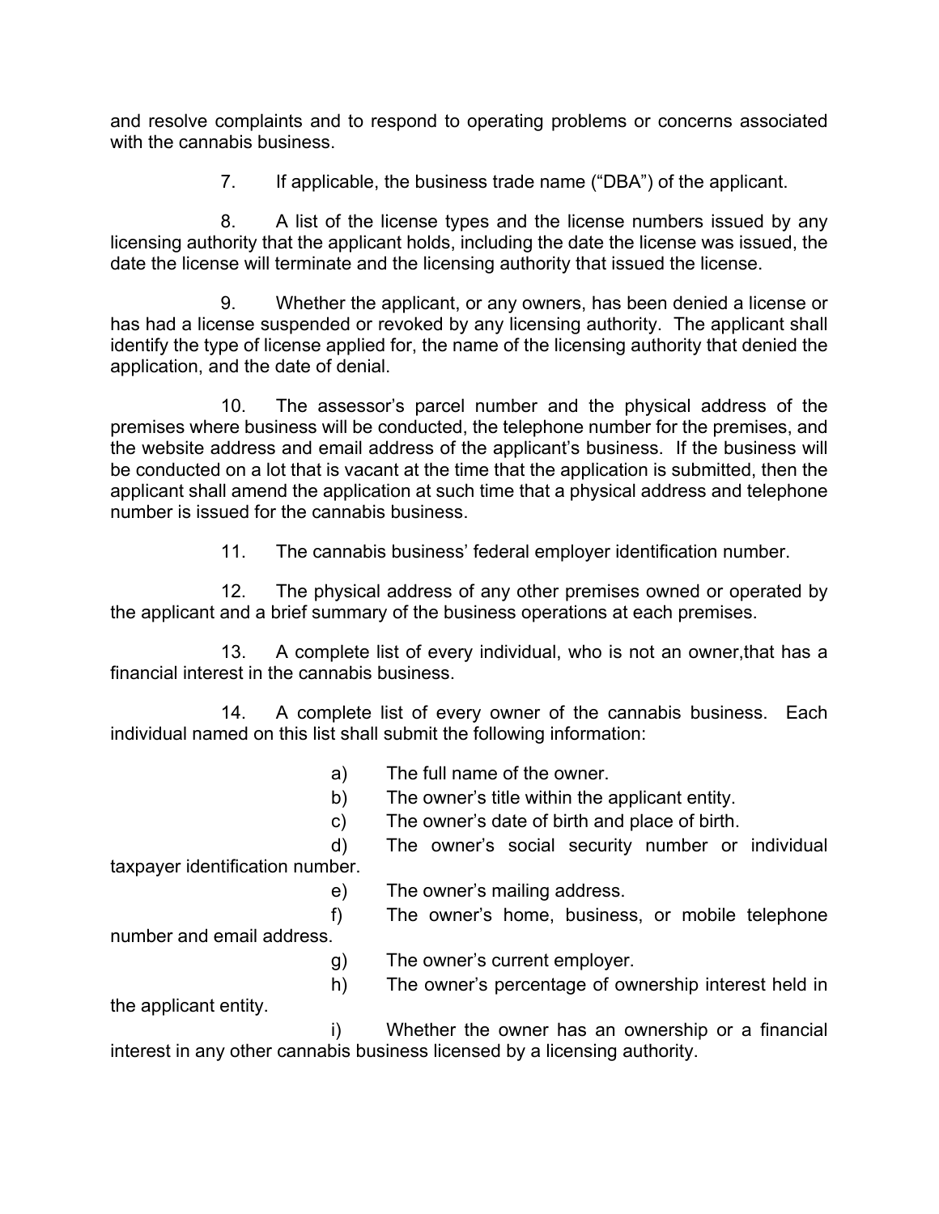and resolve complaints and to respond to operating problems or concerns associated with the cannabis business.

7. If applicable, the business trade name ("DBA") of the applicant.

8. A list of the license types and the license numbers issued by any licensing authority that the applicant holds, including the date the license was issued, the date the license will terminate and the licensing authority that issued the license.

9. Whether the applicant, or any owners, has been denied a license or has had a license suspended or revoked by any licensing authority. The applicant shall identify the type of license applied for, the name of the licensing authority that denied the application, and the date of denial.

10. The assessor's parcel number and the physical address of the premises where business will be conducted, the telephone number for the premises, and the website address and email address of the applicant's business. If the business will be conducted on a lot that is vacant at the time that the application is submitted, then the applicant shall amend the application at such time that a physical address and telephone number is issued for the cannabis business.

11. The cannabis business' federal employer identification number.

12. The physical address of any other premises owned or operated by the applicant and a brief summary of the business operations at each premises.

13. A complete list of every individual, who is not an owner,that has a financial interest in the cannabis business.

14. A complete list of every owner of the cannabis business. Each individual named on this list shall submit the following information:

a) The full name of the owner.

b) The owner's title within the applicant entity.

c) The owner's date of birth and place of birth.

d) The owner's social security number or individual taxpayer identification number.

e) The owner's mailing address.

f) The owner's home, business, or mobile telephone number and email address.

g) The owner's current employer.

h) The owner's percentage of ownership interest held in the applicant entity.

i) Whether the owner has an ownership or a financial interest in any other cannabis business licensed by a licensing authority.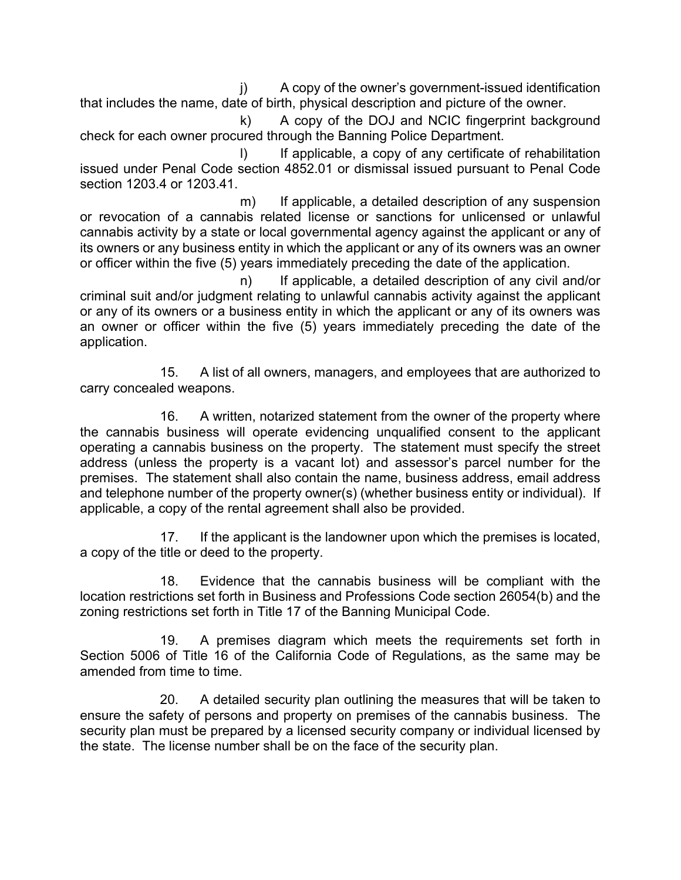j) A copy of the owner's government-issued identification that includes the name, date of birth, physical description and picture of the owner.

k) A copy of the DOJ and NCIC fingerprint background check for each owner procured through the Banning Police Department.

l) If applicable, a copy of any certificate of rehabilitation issued under Penal Code section 4852.01 or dismissal issued pursuant to Penal Code section 1203.4 or 1203.41.

m) If applicable, a detailed description of any suspension or revocation of a cannabis related license or sanctions for unlicensed or unlawful cannabis activity by a state or local governmental agency against the applicant or any of its owners or any business entity in which the applicant or any of its owners was an owner or officer within the five (5) years immediately preceding the date of the application.

n) If applicable, a detailed description of any civil and/or criminal suit and/or judgment relating to unlawful cannabis activity against the applicant or any of its owners or a business entity in which the applicant or any of its owners was an owner or officer within the five (5) years immediately preceding the date of the application.

15. A list of all owners, managers, and employees that are authorized to carry concealed weapons.

16. A written, notarized statement from the owner of the property where the cannabis business will operate evidencing unqualified consent to the applicant operating a cannabis business on the property. The statement must specify the street address (unless the property is a vacant lot) and assessor's parcel number for the premises. The statement shall also contain the name, business address, email address and telephone number of the property owner(s) (whether business entity or individual). If applicable, a copy of the rental agreement shall also be provided.

17. If the applicant is the landowner upon which the premises is located, a copy of the title or deed to the property.

18. Evidence that the cannabis business will be compliant with the location restrictions set forth in Business and Professions Code section 26054(b) and the zoning restrictions set forth in Title 17 of the Banning Municipal Code.

19. A premises diagram which meets the requirements set forth in Section 5006 of Title 16 of the California Code of Regulations, as the same may be amended from time to time.

20. A detailed security plan outlining the measures that will be taken to ensure the safety of persons and property on premises of the cannabis business. The security plan must be prepared by a licensed security company or individual licensed by the state. The license number shall be on the face of the security plan.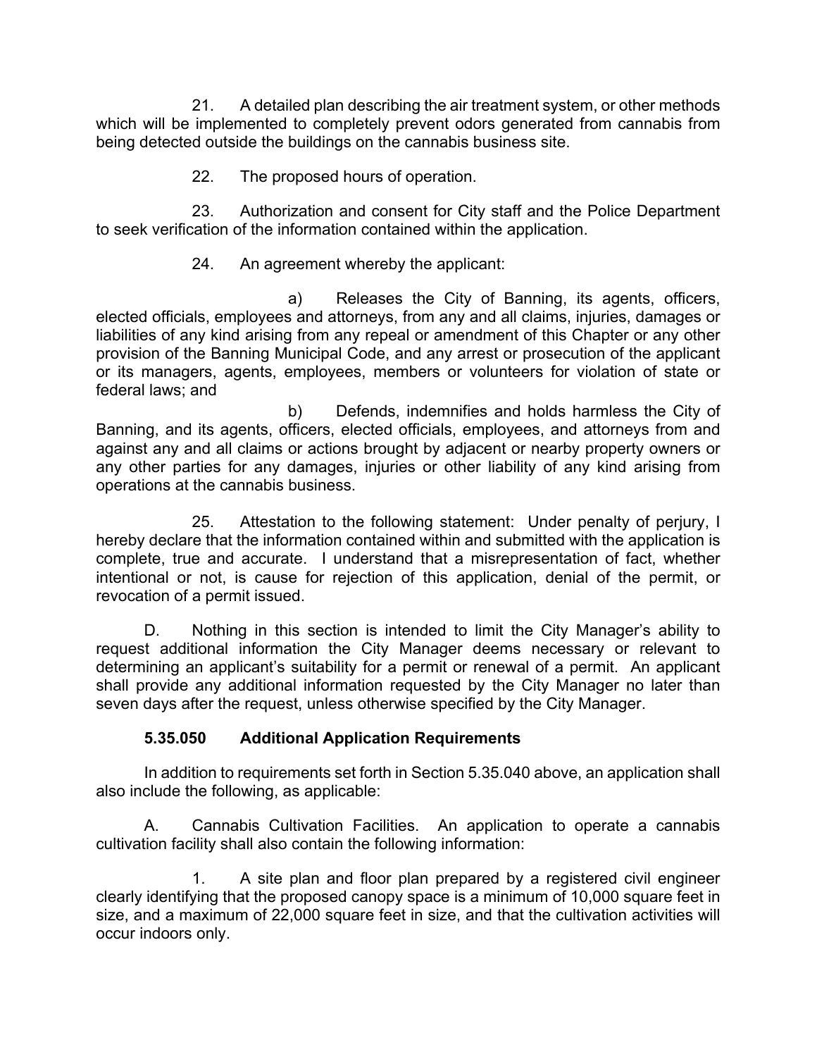21. A detailed plan describing the air treatment system, or other methods which will be implemented to completely prevent odors generated from cannabis from being detected outside the buildings on the cannabis business site.

22. The proposed hours of operation.

23. Authorization and consent for City staff and the Police Department to seek verification of the information contained within the application.

24. An agreement whereby the applicant:

a) Releases the City of Banning, its agents, officers, elected officials, employees and attorneys, from any and all claims, injuries, damages or liabilities of any kind arising from any repeal or amendment of this Chapter or any other provision of the Banning Municipal Code, and any arrest or prosecution of the applicant or its managers, agents, employees, members or volunteers for violation of state or federal laws; and

b) Defends, indemnifies and holds harmless the City of Banning, and its agents, officers, elected officials, employees, and attorneys from and against any and all claims or actions brought by adjacent or nearby property owners or any other parties for any damages, injuries or other liability of any kind arising from operations at the cannabis business.

25. Attestation to the following statement: Under penalty of perjury, I hereby declare that the information contained within and submitted with the application is complete, true and accurate. I understand that a misrepresentation of fact, whether intentional or not, is cause for rejection of this application, denial of the permit, or revocation of a permit issued.

D. Nothing in this section is intended to limit the City Manager's ability to request additional information the City Manager deems necessary or relevant to determining an applicant's suitability for a permit or renewal of a permit. An applicant shall provide any additional information requested by the City Manager no later than seven days after the request, unless otherwise specified by the City Manager.

### 5.35.050 Additional Application Requirements

In addition to requirements set forth in Section 5.35.040 above, an application shall also include the following, as applicable:

A. Cannabis Cultivation Facilities. An application to operate a cannabis cultivation facility shall also contain the following information:

1. A site plan and floor plan prepared by a registered civil engineer clearly identifying that the proposed canopy space is a minimum of 10,000 square feet in size, and a maximum of 22,000 square feet in size, and that the cultivation activities will occur indoors only.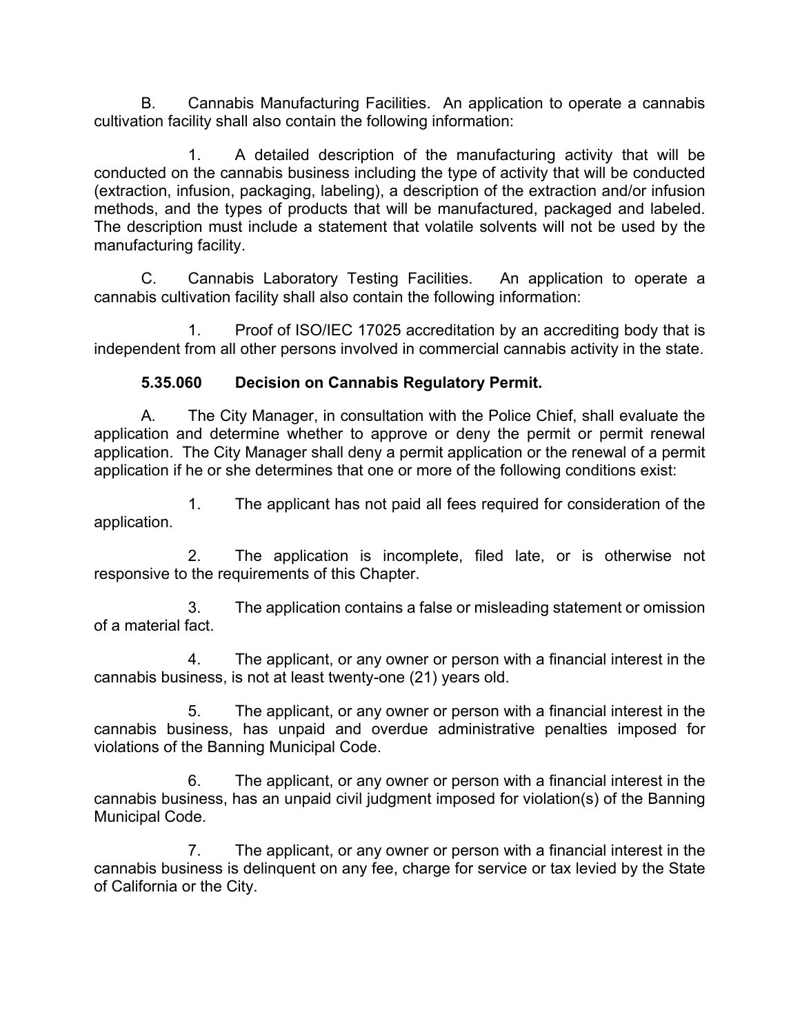B. Cannabis Manufacturing Facilities. An application to operate a cannabis cultivation facility shall also contain the following information:

1. A detailed description of the manufacturing activity that will be conducted on the cannabis business including the type of activity that will be conducted (extraction, infusion, packaging, labeling), a description of the extraction and/or infusion methods, and the types of products that will be manufactured, packaged and labeled. The description must include a statement that volatile solvents will not be used by the manufacturing facility.

C. Cannabis Laboratory Testing Facilities. An application to operate a cannabis cultivation facility shall also contain the following information:

1. Proof of ISO/IEC 17025 accreditation by an accrediting body that is independent from all other persons involved in commercial cannabis activity in the state.

**5.35.060 Decision on Cannabis Regulatory Permit.**

A. The City Manager, in consultation with the Police Chief, shall evaluate the application and determine whether to approve or deny the permit or permit renewal application. The City Manager shall deny a permit application or the renewal of a permit application if he or she determines that one or more of the following conditions exist:

1. The applicant has not paid all fees required for consideration of the application.

2. The application is incomplete, filed late, or is otherwise not responsive to the requirements of this Chapter.

3. The application contains a false or misleading statement or omission of a material fact.

4. The applicant, or any owner or person with a financial interest in the cannabis business, is not at least twenty-one (21) years old.

5. The applicant, or any owner or person with a financial interest in the cannabis business, has unpaid and overdue administrative penalties imposed for violations of the Banning Municipal Code.

6. The applicant, or any owner or person with a financial interest in the cannabis business, has an unpaid civil judgment imposed for violation(s) of the Banning Municipal Code.

7. The applicant, or any owner or person with a financial interest in the cannabis business is delinquent on any fee, charge for service or tax levied by the State of California or the City.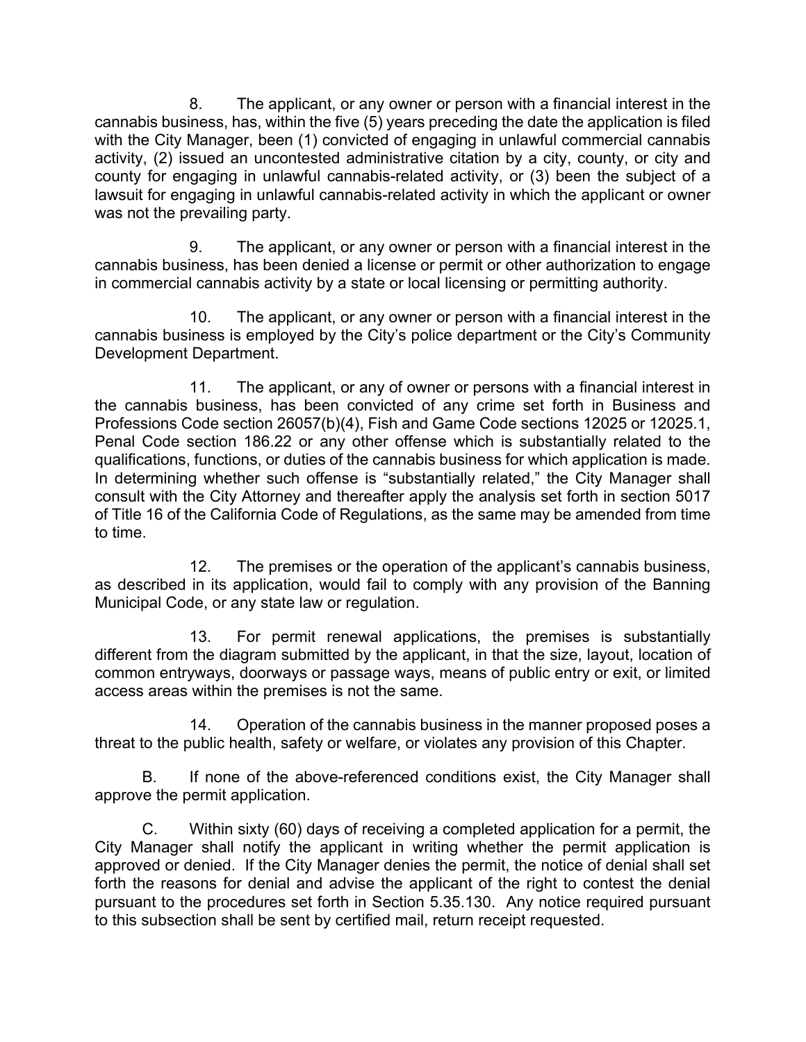8. The applicant, or any owner or person with a financial interest in the cannabis business, has, within the five (5) years preceding the date the application is filed with the City Manager, been (1) convicted of engaging in unlawful commercial cannabis activity, (2) issued an uncontested administrative citation by a city, county, or city and county for engaging in unlawful cannabis-related activity, or (3) been the subject of a lawsuit for engaging in unlawful cannabis-related activity in which the applicant or owner was not the prevailing party.

9. The applicant, or any owner or person with a financial interest in the cannabis business, has been denied a license or permit or other authorization to engage in commercial cannabis activity by a state or local licensing or permitting authority.

10. The applicant, or any owner or person with a financial interest in the cannabis business is employed by the City's police department or the City's Community Development Department.

11. The applicant, or any of owner or persons with a financial interest in the cannabis business, has been convicted of any crime set forth in Business and Professions Code section 26057(b)(4), Fish and Game Code sections 12025 or 12025.1, Penal Code section 186.22 or any other offense which is substantially related to the qualifications, functions, or duties of the cannabis business for which application is made. In determining whether such offense is "substantially related," the City Manager shall consult with the City Attorney and thereafter apply the analysis set forth in section 5017 of Title 16 of the California Code of Regulations, as the same may be amended from time to time.

12. The premises or the operation of the applicant's cannabis business, as described in its application, would fail to comply with any provision of the Banning Municipal Code, or any state law or regulation.

13. For permit renewal applications, the premises is substantially different from the diagram submitted by the applicant, in that the size, layout, location of common entryways, doorways or passage ways, means of public entry or exit, or limited access areas within the premises is not the same.

14. Operation of the cannabis business in the manner proposed poses a threat to the public health, safety or welfare, or violates any provision of this Chapter.

B. If none of the above-referenced conditions exist, the City Manager shall approve the permit application.

C. Within sixty (60) days of receiving a completed application for a permit, the City Manager shall notify the applicant in writing whether the permit application is approved or denied. If the City Manager denies the permit, the notice of denial shall set forth the reasons for denial and advise the applicant of the right to contest the denial pursuant to the procedures set forth in Section 5.35.130. Any notice required pursuant to this subsection shall be sent by certified mail, return receipt requested.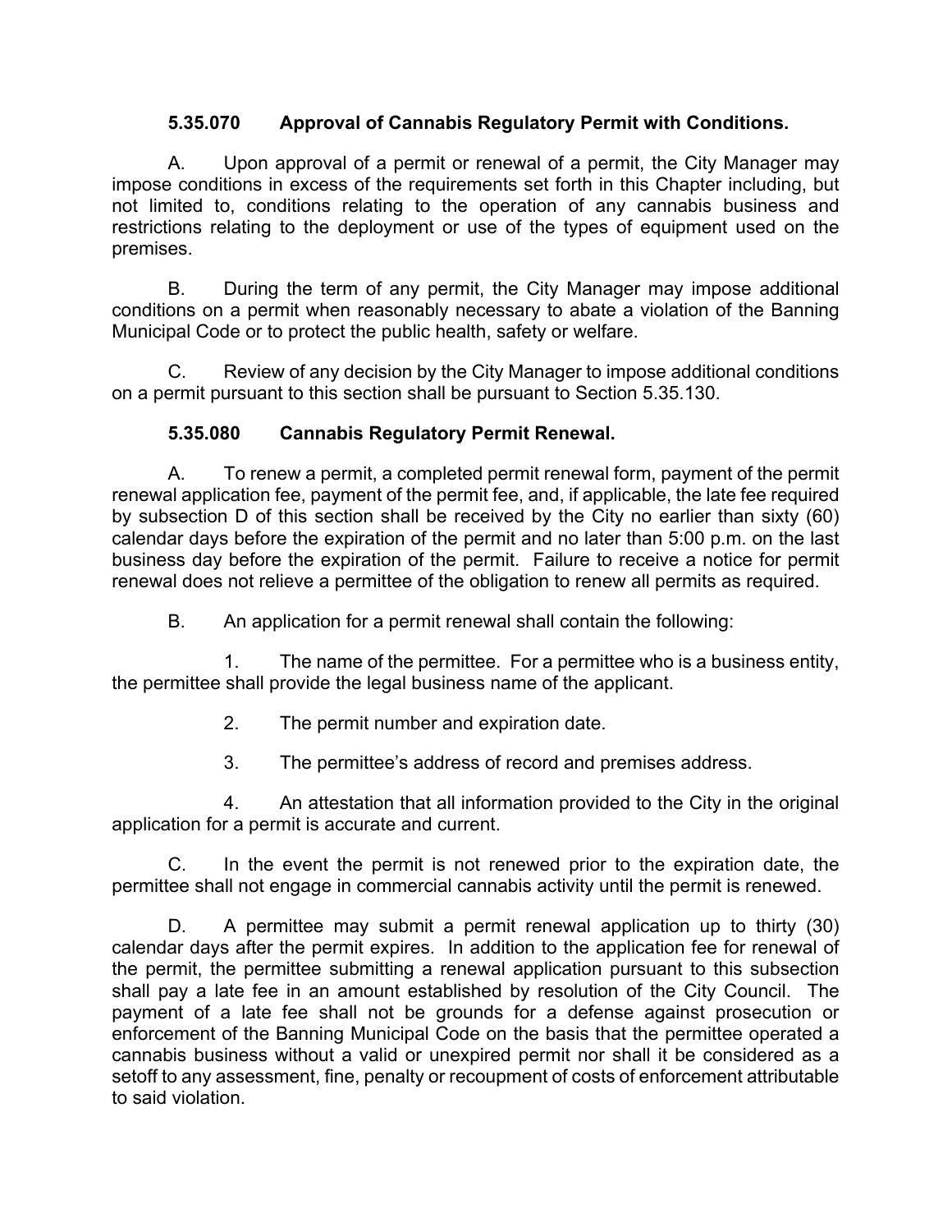### 5.35.070 Approval of Cannabis Regulatory Permit with Conditions.

A. Upon approval of a permit or renewal of a permit, the City Manager may impose conditions in excess of the requirements set forth in this Chapter including, but not limited to, conditions relating to the operation of any cannabis business and restrictions relating to the deployment or use of the types of equipment used on the premises.

B. During the term of any permit, the City Manager may impose additional conditions on a permit when reasonably necessary to abate a violation of the Banning Municipal Code or to protect the public health, safety or welfare.

C. Review of any decision by the City Manager to impose additional conditions on a permit pursuant to this section shall be pursuant to Section 5.35.130.

### 5.35.080 Cannabis Regulatory Permit Renewal.

A. To renew a permit, a completed permit renewal form, payment of the permit renewal application fee, payment of the permit fee, and, if applicable, the late fee required by subsection D of this section shall be received by the City no earlier than sixty (60) calendar days before the expiration of the permit and no later than 5:00 p.m. on the last business day before the expiration of the permit. Failure to receive a notice for permit renewal does not relieve a permittee of the obligation to renew all permits as required.

B. An application for a permit renewal shall contain the following:

1. The name of the permittee. For a permittee who is a business entity, the permittee shall provide the legal business name of the applicant.

2. The permit number and expiration date.

3. The permittee's address of record and premises address.

4. An attestation that all information provided to the City in the original application for a permit is accurate and current.

C. In the event the permit is not renewed prior to the expiration date, the permittee shall not engage in commercial cannabis activity until the permit is renewed.

D. A permittee may submit a permit renewal application up to thirty (30) calendar days after the permit expires. In addition to the application fee for renewal of the permit, the permittee submitting a renewal application pursuant to this subsection shall pay a late fee in an amount established by resolution of the City Council. The payment of a late fee shall not be grounds for a defense against prosecution or enforcement of the Banning Municipal Code on the basis that the permittee operated a cannabis business without a valid or unexpired permit nor shall it be considered as a setoff to any assessment, fine, penalty or recoupment of costs of enforcement attributable to said violation.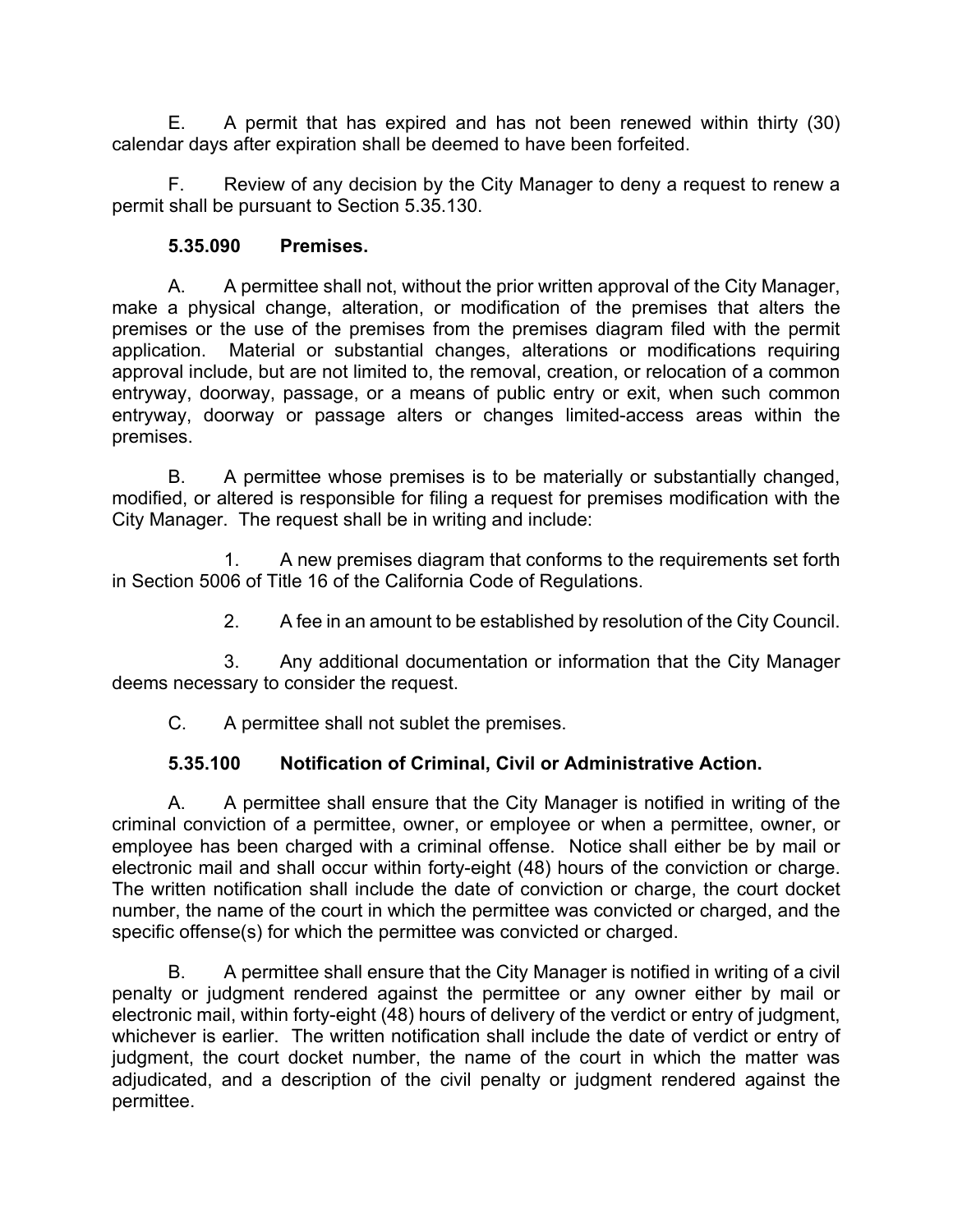E. A permit that has expired and has not been renewed within thirty (30) calendar days after expiration shall be deemed to have been forfeited.

F. Review of any decision by the City Manager to deny a request to renew a permit shall be pursuant to Section 5.35.130.

**5.35.090 Premises.**

A. A permittee shall not, without the prior written approval of the City Manager, make a physical change, alteration, or modification of the premises that alters the premises or the use of the premises from the premises diagram filed with the permit application. Material or substantial changes, alterations or modifications requiring approval include, but are not limited to, the removal, creation, or relocation of a common entryway, doorway, passage, or a means of public entry or exit, when such common entryway, doorway or passage alters or changes limited-access areas within the premises.

B. A permittee whose premises is to be materially or substantially changed, modified, or altered is responsible for filing a request for premises modification with the City Manager. The request shall be in writing and include:

1. A new premises diagram that conforms to the requirements set forth in Section 5006 of Title 16 of the California Code of Regulations.

2. A fee in an amount to be established by resolution of the City Council.

3. Any additional documentation or information that the City Manager deems necessary to consider the request.

C. A permittee shall not sublet the premises.

**5.35.100 Notification of Criminal, Civil or Administrative Action.**

A. A permittee shall ensure that the City Manager is notified in writing of the criminal conviction of a permittee, owner, or employee or when a permittee, owner, or employee has been charged with a criminal offense. Notice shall either be by mail or electronic mail and shall occur within forty-eight (48) hours of the conviction or charge. The written notification shall include the date of conviction or charge, the court docket number, the name of the court in which the permittee was convicted or charged, and the specific offense(s) for which the permittee was convicted or charged.

B. A permittee shall ensure that the City Manager is notified in writing of a civil penalty or judgment rendered against the permittee or any owner either by mail or electronic mail, within forty-eight (48) hours of delivery of the verdict or entry of judgment, whichever is earlier. The written notification shall include the date of verdict or entry of judgment, the court docket number, the name of the court in which the matter was adjudicated, and a description of the civil penalty or judgment rendered against the permittee.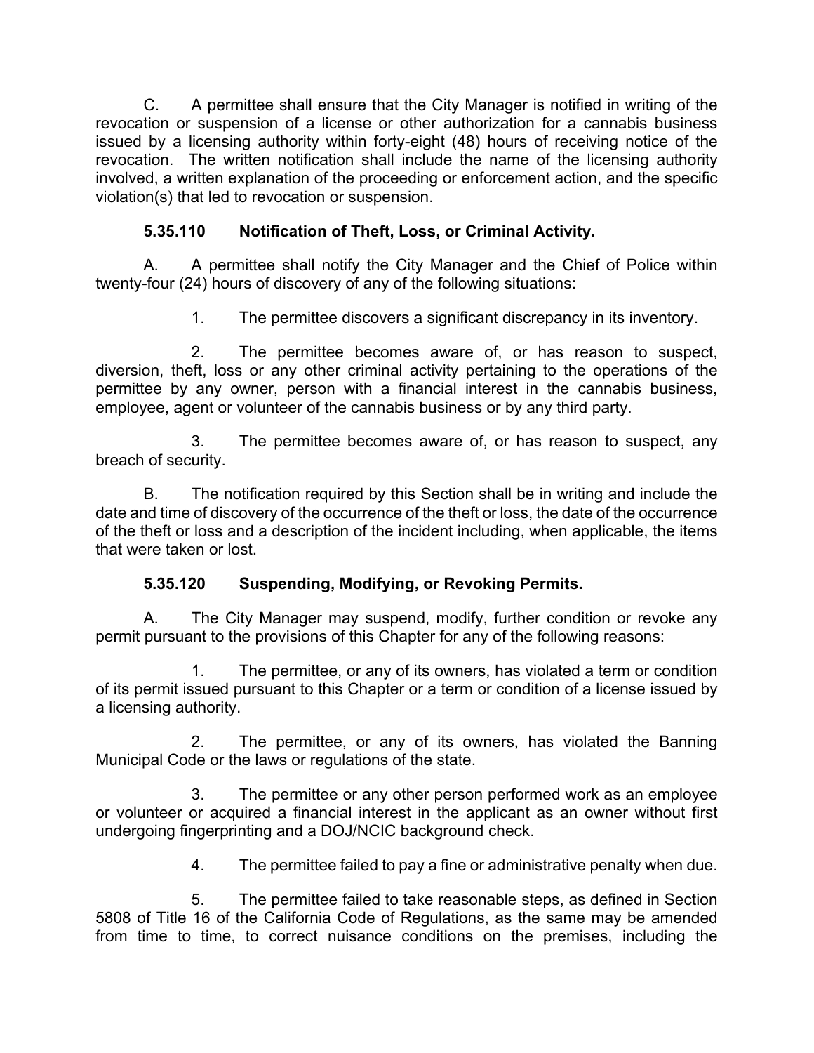C. A permittee shall ensure that the City Manager is notified in writing of the revocation or suspension of a license or other authorization for a cannabis business issued by a licensing authority within forty-eight (48) hours of receiving notice of the revocation. The written notification shall include the name of the licensing authority involved, a written explanation of the proceeding or enforcement action, and the specific violation(s) that led to revocation or suspension.

### 5.35.110 Notification of Theft, Loss, or Criminal Activity.

A. A permittee shall notify the City Manager and the Chief of Police within twenty-four (24) hours of discovery of any of the following situations:

1. The permittee discovers a significant discrepancy in its inventory.

2. The permittee becomes aware of, or has reason to suspect, diversion, theft, loss or any other criminal activity pertaining to the operations of the permittee by any owner, person with a financial interest in the cannabis business, employee, agent or volunteer of the cannabis business or by any third party.

3. The permittee becomes aware of, or has reason to suspect, any breach of security.

B. The notification required by this Section shall be in writing and include the date and time of discovery of the occurrence of the theft or loss, the date of the occurrence of the theft or loss and a description of the incident including, when applicable, the items that were taken or lost.

### 5.35.120 Suspending, Modifying, or Revoking Permits.

A. The City Manager may suspend, modify, further condition or revoke any permit pursuant to the provisions of this Chapter for any of the following reasons:

1. The permittee, or any of its owners, has violated a term or condition of its permit issued pursuant to this Chapter or a term or condition of a license issued by a licensing authority.

2. The permittee, or any of its owners, has violated the Banning Municipal Code or the laws or regulations of the state.

3. The permittee or any other person performed work as an employee or volunteer or acquired a financial interest in the applicant as an owner without first undergoing fingerprinting and a DOJ/NCIC background check.

4. The permittee failed to pay a fine or administrative penalty when due.

5. The permittee failed to take reasonable steps, as defined in Section 5808 of Title 16 of the California Code of Regulations, as the same may be amended from time to time, to correct nuisance conditions on the premises, including the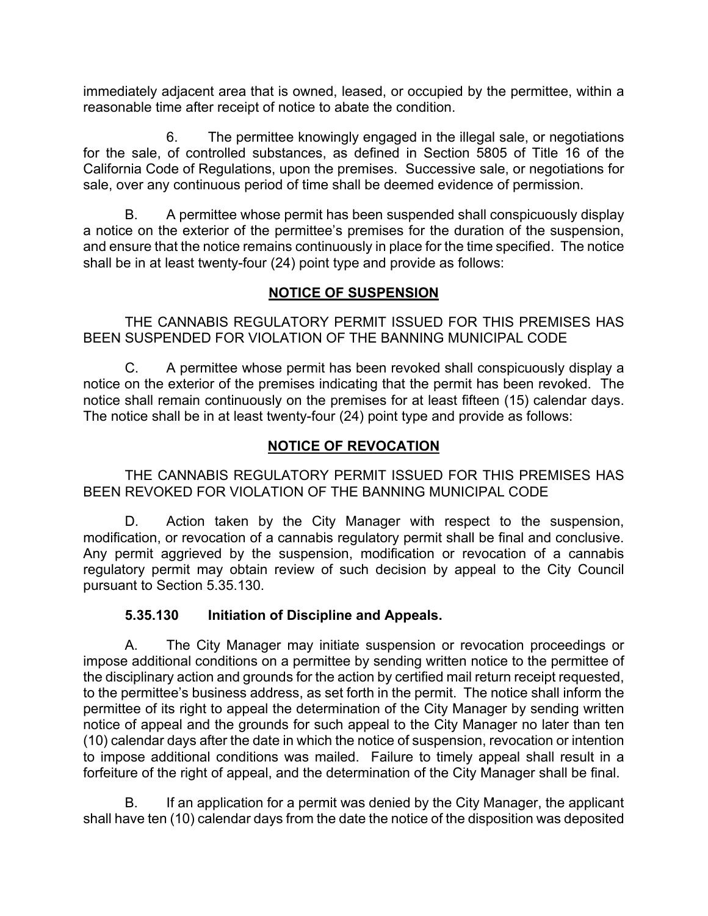immediately adjacent area that is owned, leased, or occupied by the permittee, within a reasonable time after receipt of notice to abate the condition.

6. The permittee knowingly engaged in the illegal sale, or negotiations for the sale, of controlled substances, as defined in Section 5805 of Title 16 of the California Code of Regulations, upon the premises. Successive sale, or negotiations for sale, over any continuous period of time shall be deemed evidence of permission.

B. A permittee whose permit has been suspended shall conspicuously display a notice on the exterior of the permittee's premises for the duration of the suspension, and ensure that the notice remains continuously in place for the time specified. The notice shall be in at least twenty-four (24) point type and provide as follows:

**NOTICE OF SUSPENSION**

THE CANNABIS REGULATORY PERMIT ISSUED FOR THIS PREMISES HAS BEEN SUSPENDED FOR VIOLATION OF THE BANNING MUNICIPAL CODE

C. A permittee whose permit has been revoked shall conspicuously display a notice on the exterior of the premises indicating that the permit has been revoked. The notice shall remain continuously on the premises for at least fifteen (15) calendar days. The notice shall be in at least twenty-four (24) point type and provide as follows:

**NOTICE OF REVOCATION**

THE CANNABIS REGULATORY PERMIT ISSUED FOR THIS PREMISES HAS BEEN REVOKED FOR VIOLATION OF THE BANNING MUNICIPAL CODE

D. Action taken by the City Manager with respect to the suspension, modification, or revocation of a cannabis regulatory permit shall be final and conclusive. Any permit aggrieved by the suspension, modification or revocation of a cannabis regulatory permit may obtain review of such decision by appeal to the City Council pursuant to Section 5.35.130.

**5.35.130 Initiation of Discipline and Appeals.**

A. The City Manager may initiate suspension or revocation proceedings or impose additional conditions on a permittee by sending written notice to the permittee of the disciplinary action and grounds for the action by certified mail return receipt requested, to the permittee's business address, as set forth in the permit. The notice shall inform the permittee of its right to appeal the determination of the City Manager by sending written notice of appeal and the grounds for such appeal to the City Manager no later than ten (10) calendar days after the date in which the notice of suspension, revocation or intention to impose additional conditions was mailed. Failure to timely appeal shall result in a forfeiture of the right of appeal, and the determination of the City Manager shall be final.

B. If an application for a permit was denied by the City Manager, the applicant shall have ten (10) calendar days from the date the notice of the disposition was deposited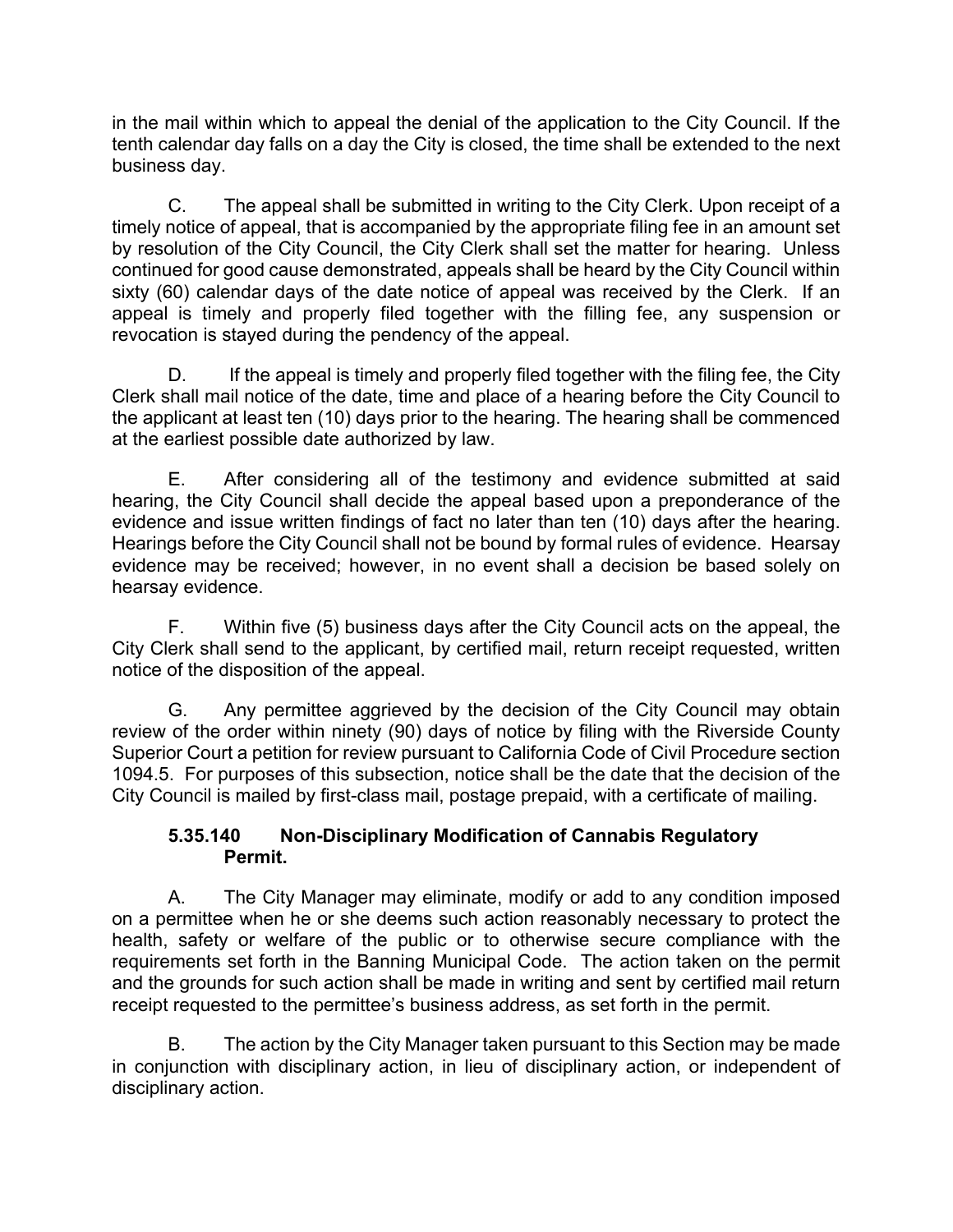in the mail within which to appeal the denial of the application to the City Council. If the tenth calendar day falls on a day the City is closed, the time shall be extended to the next business day.

C. The appeal shall be submitted in writing to the City Clerk. Upon receipt of a timely notice of appeal, that is accompanied by the appropriate filing fee in an amount set by resolution of the City Council, the City Clerk shall set the matter for hearing. Unless continued for good cause demonstrated, appeals shall be heard by the City Council within sixty (60) calendar days of the date notice of appeal was received by the Clerk. If an appeal is timely and properly filed together with the filling fee, any suspension or revocation is stayed during the pendency of the appeal.

D. If the appeal is timely and properly filed together with the filing fee, the City Clerk shall mail notice of the date, time and place of a hearing before the City Council to the applicant at least ten (10) days prior to the hearing. The hearing shall be commenced at the earliest possible date authorized by law.

E. After considering all of the testimony and evidence submitted at said hearing, the City Council shall decide the appeal based upon a preponderance of the evidence and issue written findings of fact no later than ten (10) days after the hearing. Hearings before the City Council shall not be bound by formal rules of evidence. Hearsay evidence may be received; however, in no event shall a decision be based solely on hearsay evidence.

F. Within five (5) business days after the City Council acts on the appeal, the City Clerk shall send to the applicant, by certified mail, return receipt requested, written notice of the disposition of the appeal.

G. Any permittee aggrieved by the decision of the City Council may obtain review of the order within ninety (90) days of notice by filing with the Riverside County Superior Court a petition for review pursuant to California Code of Civil Procedure section 1094.5. For purposes of this subsection, notice shall be the date that the decision of the City Council is mailed by first-class mail, postage prepaid, with a certificate of mailing.

**5.35.140 Non-Disciplinary Modification of Cannabis Regulatory Permit.**

A. The City Manager may eliminate, modify or add to any condition imposed on a permittee when he or she deems such action reasonably necessary to protect the health, safety or welfare of the public or to otherwise secure compliance with the requirements set forth in the Banning Municipal Code. The action taken on the permit and the grounds for such action shall be made in writing and sent by certified mail return receipt requested to the permittee's business address, as set forth in the permit.

B. The action by the City Manager taken pursuant to this Section may be made in conjunction with disciplinary action, in lieu of disciplinary action, or independent of disciplinary action.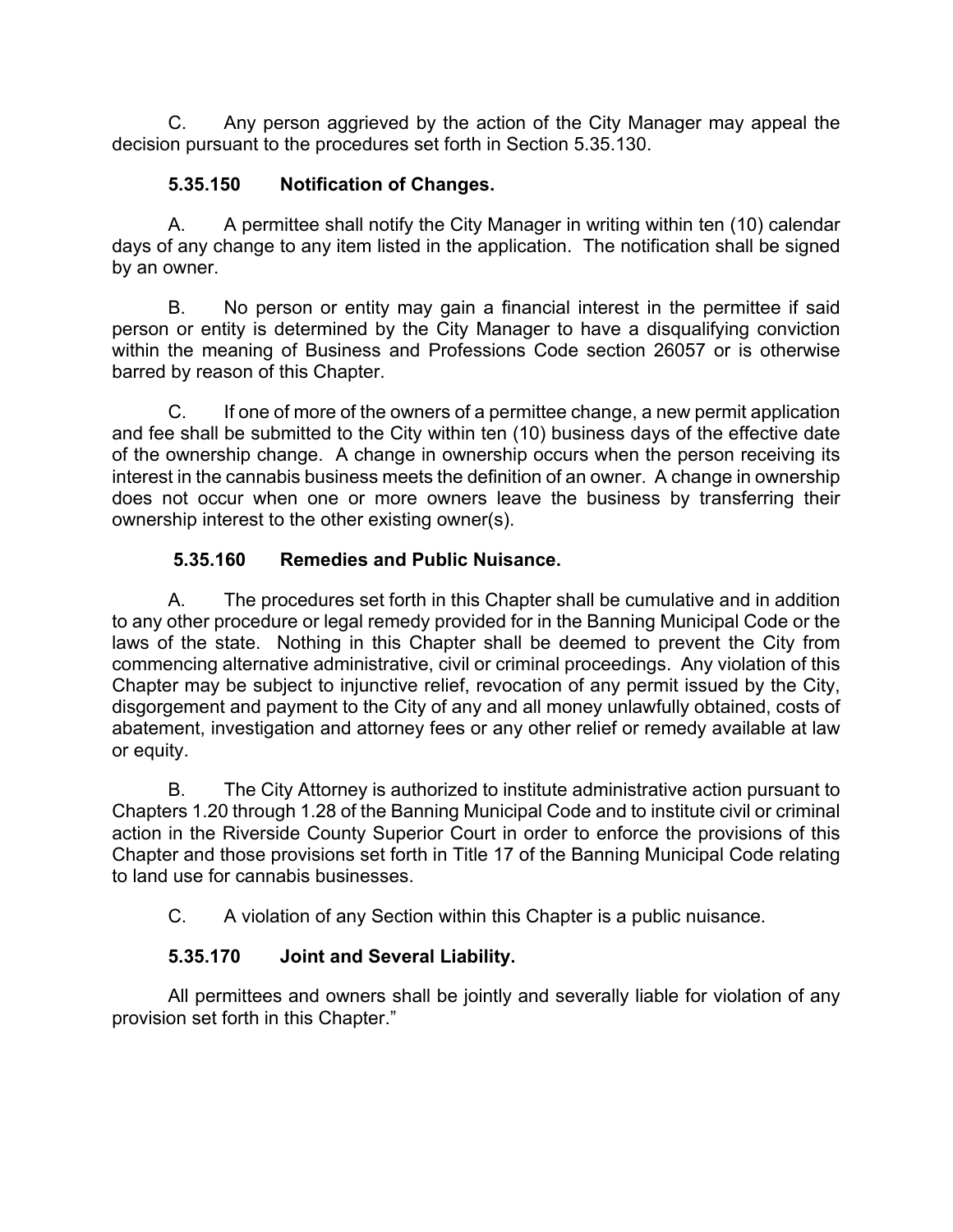C. Any person aggrieved by the action of the City Manager may appeal the decision pursuant to the procedures set forth in Section 5.35.130.

**5.35.150 Notification of Changes.**

A. A permittee shall notify the City Manager in writing within ten (10) calendar days of any change to any item listed in the application. The notification shall be signed by an owner.

B. No person or entity may gain a financial interest in the permittee if said person or entity is determined by the City Manager to have a disqualifying conviction within the meaning of Business and Professions Code section 26057 or is otherwise barred by reason of this Chapter.

C. If one of more of the owners of a permittee change, a new permit application and fee shall be submitted to the City within ten (10) business days of the effective date of the ownership change. A change in ownership occurs when the person receiving its interest in the cannabis business meets the definition of an owner. A change in ownership does not occur when one or more owners leave the business by transferring their ownership interest to the other existing owner(s).

**5.35.160 Remedies and Public Nuisance.**

A. The procedures set forth in this Chapter shall be cumulative and in addition to any other procedure or legal remedy provided for in the Banning Municipal Code or the laws of the state. Nothing in this Chapter shall be deemed to prevent the City from commencing alternative administrative, civil or criminal proceedings. Any violation of this Chapter may be subject to injunctive relief, revocation of any permit issued by the City, disgorgement and payment to the City of any and all money unlawfully obtained, costs of abatement, investigation and attorney fees or any other relief or remedy available at law or equity.

B. The City Attorney is authorized to institute administrative action pursuant to Chapters 1.20 through 1.28 of the Banning Municipal Code and to institute civil or criminal action in the Riverside County Superior Court in order to enforce the provisions of this Chapter and those provisions set forth in Title 17 of the Banning Municipal Code relating to land use for cannabis businesses.

C. A violation of any Section within this Chapter is a public nuisance.

**5.35.170 Joint and Several Liability.**

All permittees and owners shall be jointly and severally liable for violation of any provision set forth in this Chapter."